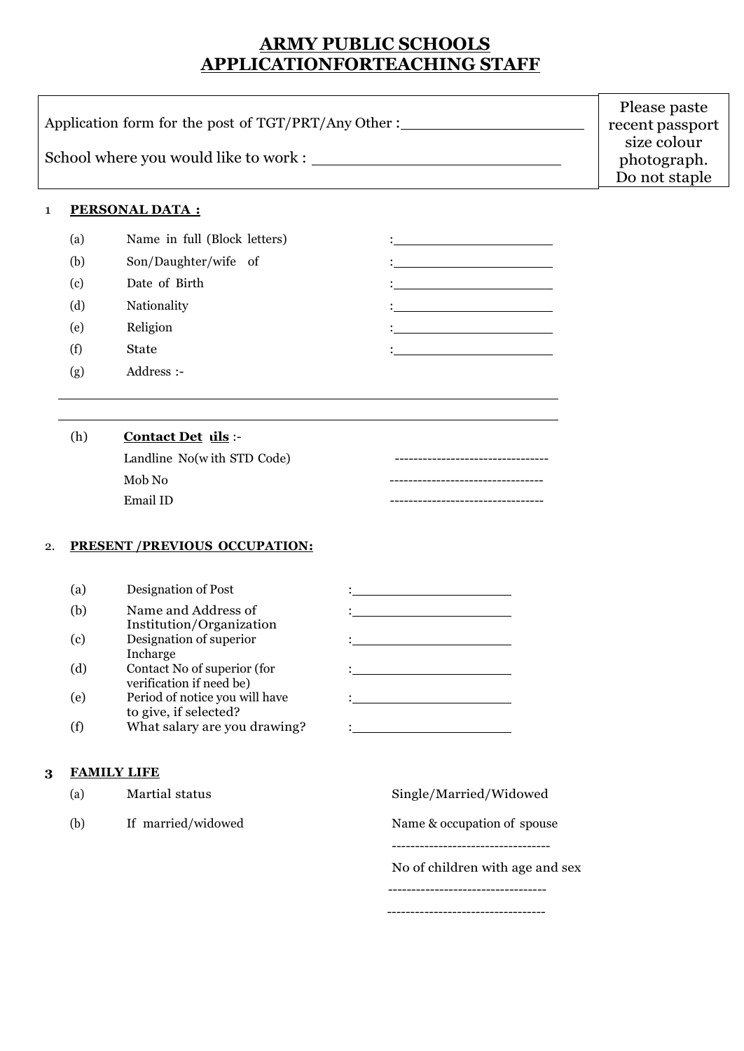# ARMY PUBLIC SCHOOLS
# APPLICATIONFORTEACHING STAFF

Application form for the post of TGT/PRT/Any Other : ____________________

School where you would like to work : __________________________

Please paste recent passport size colour photograph. Do not staple

## 1 PERSONAL DATA :

(a) Name in full (Block letters) : ____________________

(b) Son/Daughter/wife of : ____________________

(c) Date of Birth : ____________________

(d) Nationality : ____________________

(e) Religion : ____________________

(f) State : ____________________

(g) Address :-

______________________________________________________________

______________________________________________________________

(h) **Contact Det ıils** :-

Landline No(w ith STD Code) ---------------------------------

Mob No ---------------------------------

Email ID ---------------------------------

## 2. PRESENT /PREVIOUS OCCUPATION:

(a) Designation of Post : ____________________

(b) Name and Address of Institution/Organization : ____________________

(c) Designation of superior Incharge : ____________________

(d) Contact No of superior (for verification if need be) : ____________________

(e) Period of notice you will have to give, if selected? : ____________________

(f) What salary are you drawing? : ____________________

## 3 FAMILY LIFE

(a) Martial status Single/Married/Widowed

(b) If married/widowed Name & occupation of spouse

----------------------------------

No of children with age and sex

----------------------------------

----------------------------------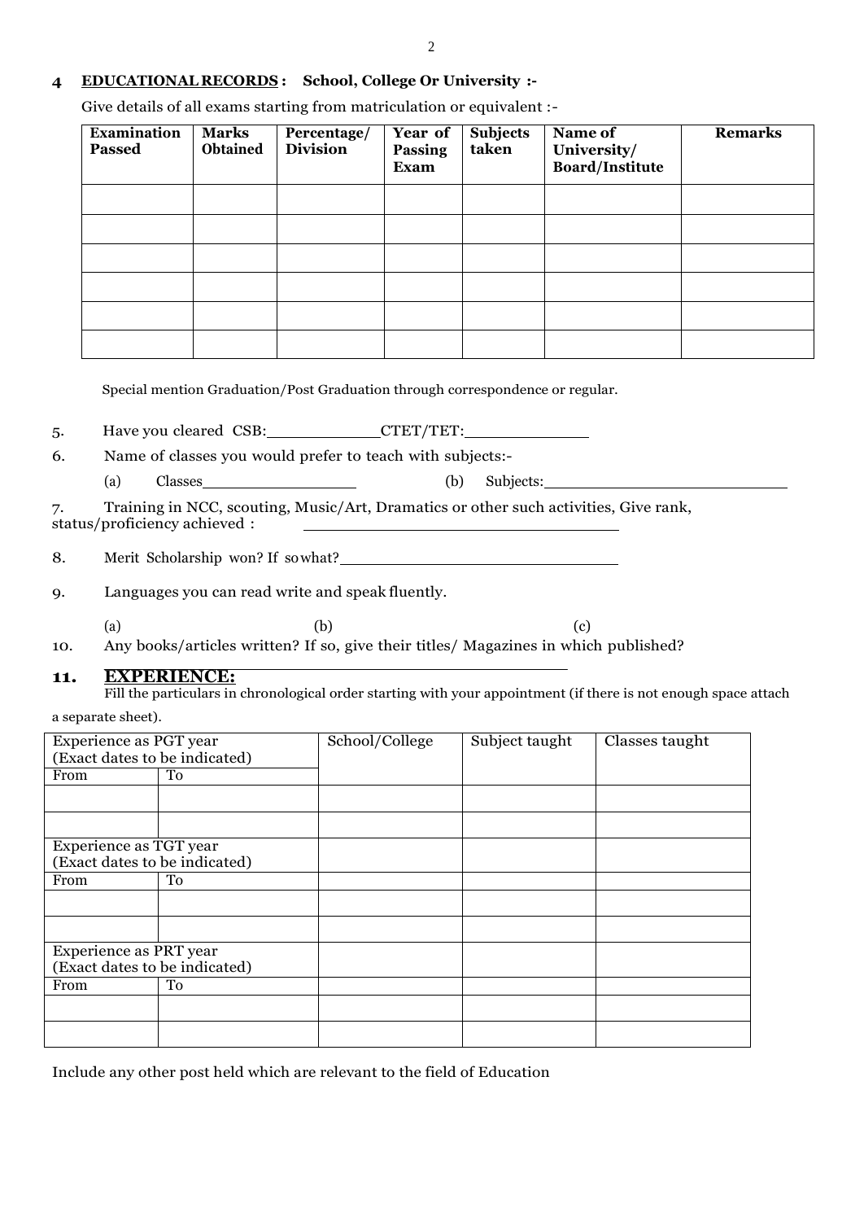**4 EDUCATIONAL RECORDS : School, College Or University :-**

Give details of all exams starting from matriculation or equivalent :-

| Examination Passed | Marks Obtained | Percentage/ Division | Year of Passing Exam | Subjects taken | Name of University/ Board/Institute | Remarks |
|---|---|---|---|---|---|---|
| | | | | | | |
| | | | | | | |
| | | | | | | |
| | | | | | | |
| | | | | | | |
| | | | | | | |

Special mention Graduation/Post Graduation through correspondence or regular.

5. Have you cleared CSB:____________CTET/TET:____________

6. Name of classes you would prefer to teach with subjects:-

   (a) Classes________________ (b) Subjects:________________________

7. Training in NCC, scouting, Music/Art, Dramatics or other such activities, Give rank, status/proficiency achieved : ______________________________

8. Merit Scholarship won? If so what?__________________________

9. Languages you can read write and speak fluently.

   (a) (b) (c)

10. Any books/articles written? If so, give their titles/ Magazines in which published? ______________________________

**11. EXPERIENCE:**

Fill the particulars in chronological order starting with your appointment (if there is not enough space attach a separate sheet).

| Experience as PGT year (Exact dates to be indicated) | | School/College | Subject taught | Classes taught |
|---|---|---|---|---|
| From | To | | | |
| | | | | |
| | | | | |
| Experience as TGT year (Exact dates to be indicated) | | | | |
| From | To | | | |
| | | | | |
| | | | | |
| Experience as PRT year (Exact dates to be indicated) | | | | |
| From | To | | | |
| | | | | |
| | | | | |

Include any other post held which are relevant to the field of Education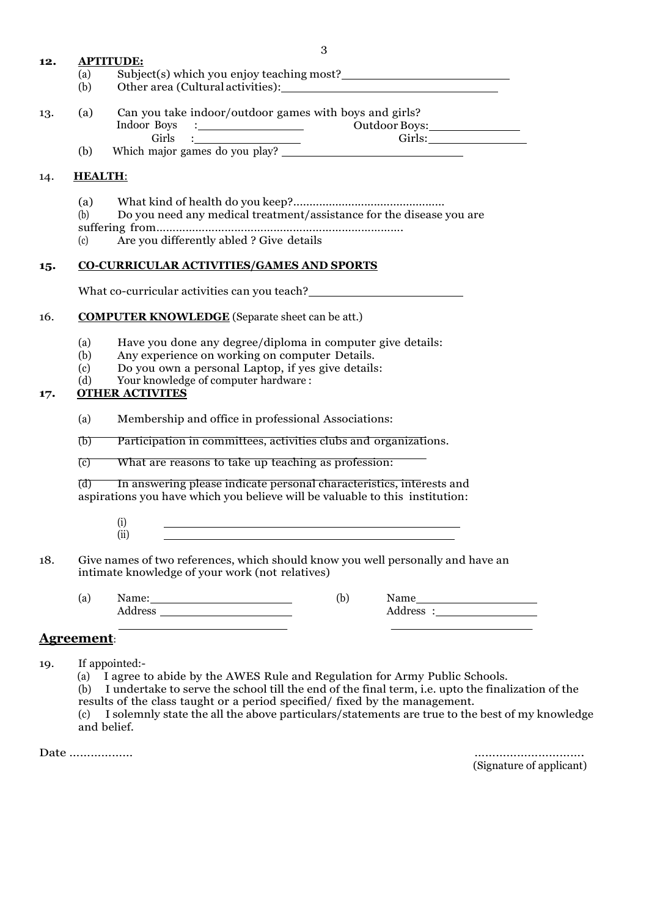**12.** **APTITUDE:**

(a) Subject(s) which you enjoy teaching most?\_\_\_\_\_\_\_\_\_\_\_\_\_\_\_\_\_\_\_\_\_\_\_\_

(b) Other area (Cultural activities):\_\_\_\_\_\_\_\_\_\_\_\_\_\_\_\_\_\_\_\_\_\_\_\_\_\_\_\_\_\_

13. (a) Can you take indoor/outdoor games with boys and girls?

Indoor Boys :\_\_\_\_\_\_\_\_\_\_\_\_\_\_\_ Outdoor Boys:\_\_\_\_\_\_\_\_\_\_\_\_\_

Girls :\_\_\_\_\_\_\_\_\_\_\_\_\_\_\_ Girls:\_\_\_\_\_\_\_\_\_\_\_\_\_\_

(b) Which major games do you play? \_\_\_\_\_\_\_\_\_\_\_\_\_\_\_\_\_\_\_\_\_\_\_\_\_\_

14. **HEALTH**:

(a) What kind of health do you keep?..............................................

(b) Do you need any medical treatment/assistance for the disease you are suffering from............................................................................

(c) Are you differently abled ? Give details

**15.** **CO-CURRICULAR ACTIVITIES/GAMES AND SPORTS**

What co-curricular activities can you teach?\_\_\_\_\_\_\_\_\_\_\_\_\_\_\_\_\_\_\_\_\_\_

16. **COMPUTER KNOWLEDGE** (Separate sheet can be att.)

(a) Have you done any degree/diploma in computer give details:

(b) Any experience on working on computer Details.

(c) Do you own a personal Laptop, if yes give details:

(d) Your knowledge of computer hardware :

**17.** **OTHER ACTIVITES**

(a) Membership and office in professional Associations:

(b) Participation in committees, activities clubs and organizations.

(c) What are reasons to take up teaching as profession:

(d) In answering please indicate personal characteristics, interests and aspirations you have which you believe will be valuable to this institution:

(i) \_\_\_\_\_\_\_\_\_\_\_\_\_\_\_\_\_\_\_\_\_\_\_\_\_\_\_\_\_\_\_\_\_\_\_\_\_\_\_\_\_\_\_\_

(ii) \_\_\_\_\_\_\_\_\_\_\_\_\_\_\_\_\_\_\_\_\_\_\_\_\_\_\_\_\_\_\_\_\_\_\_\_\_\_\_\_\_\_\_

18. Give names of two references, which should know you well personally and have an intimate knowledge of your work (not relatives)

(a) Name:\_\_\_\_\_\_\_\_\_\_\_\_\_\_\_\_\_\_\_\_\_\_ (b) Name\_\_\_\_\_\_\_\_\_\_\_\_\_\_\_\_\_\_\_\_

Address \_\_\_\_\_\_\_\_\_\_\_\_\_\_\_\_\_\_\_\_\_ Address :\_\_\_\_\_\_\_\_\_\_\_\_\_\_\_\_

\_\_\_\_\_\_\_\_\_\_\_\_\_\_\_\_\_\_\_\_\_\_\_\_\_\_ \_\_\_\_\_\_\_\_\_\_\_\_\_\_\_\_\_\_\_\_\_\_\_\_

## Agreement:

19. If appointed:-

(a) I agree to abide by the AWES Rule and Regulation for Army Public Schools.

(b) I undertake to serve the school till the end of the final term, i.e. upto the finalization of the results of the class taught or a period specified/ fixed by the management.

(c) I solemnly state the all the above particulars/statements are true to the best of my knowledge and belief.

Date .................. ...............................

(Signature of applicant)